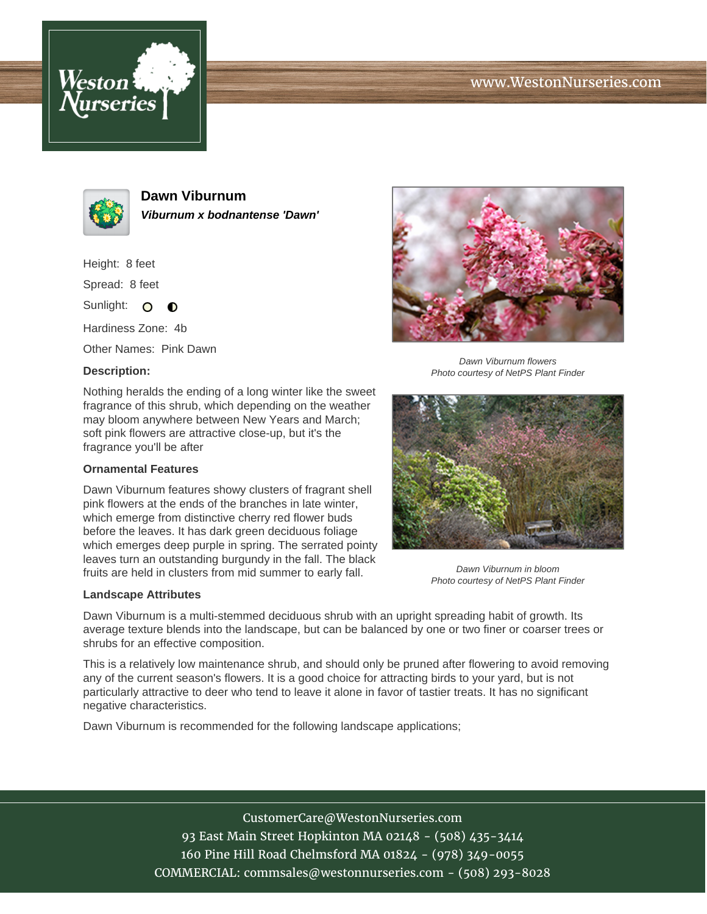# Dawn Viburnum

***Viburnum x bodnantense 'Dawn'***

Height: 8 feet

Spread: 8 feet

Sunlight: ○ ◐

Hardiness Zone: 4b

Other Names: Pink Dawn

Dawn Viburnum flowers
Photo courtesy of NetPS Plant Finder

### Description:

Nothing heralds the ending of a long winter like the sweet fragrance of this shrub, which depending on the weather may bloom anywhere between New Years and March; soft pink flowers are attractive close-up, but it's the fragrance you'll be after

### Ornamental Features

Dawn Viburnum features showy clusters of fragrant shell pink flowers at the ends of the branches in late winter, which emerge from distinctive cherry red flower buds before the leaves. It has dark green deciduous foliage which emerges deep purple in spring. The serrated pointy leaves turn an outstanding burgundy in the fall. The black fruits are held in clusters from mid summer to early fall.

Dawn Viburnum in bloom
Photo courtesy of NetPS Plant Finder

### Landscape Attributes

Dawn Viburnum is a multi-stemmed deciduous shrub with an upright spreading habit of growth. Its average texture blends into the landscape, but can be balanced by one or two finer or coarser trees or shrubs for an effective composition.

This is a relatively low maintenance shrub, and should only be pruned after flowering to avoid removing any of the current season's flowers. It is a good choice for attracting birds to your yard, but is not particularly attractive to deer who tend to leave it alone in favor of tastier treats. It has no significant negative characteristics.

Dawn Viburnum is recommended for the following landscape applications;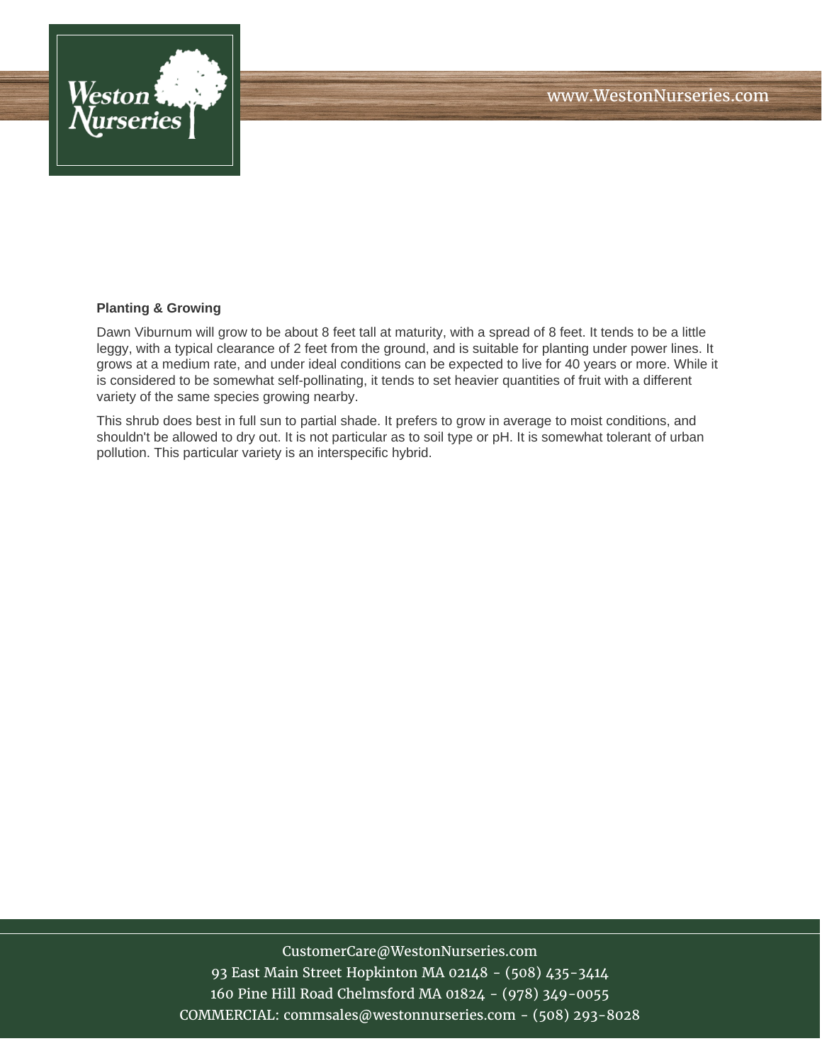### Planting & Growing

Dawn Viburnum will grow to be about 8 feet tall at maturity, with a spread of 8 feet. It tends to be a little leggy, with a typical clearance of 2 feet from the ground, and is suitable for planting under power lines. It grows at a medium rate, and under ideal conditions can be expected to live for 40 years or more. While it is considered to be somewhat self-pollinating, it tends to set heavier quantities of fruit with a different variety of the same species growing nearby.

This shrub does best in full sun to partial shade. It prefers to grow in average to moist conditions, and shouldn't be allowed to dry out. It is not particular as to soil type or pH. It is somewhat tolerant of urban pollution. This particular variety is an interspecific hybrid.